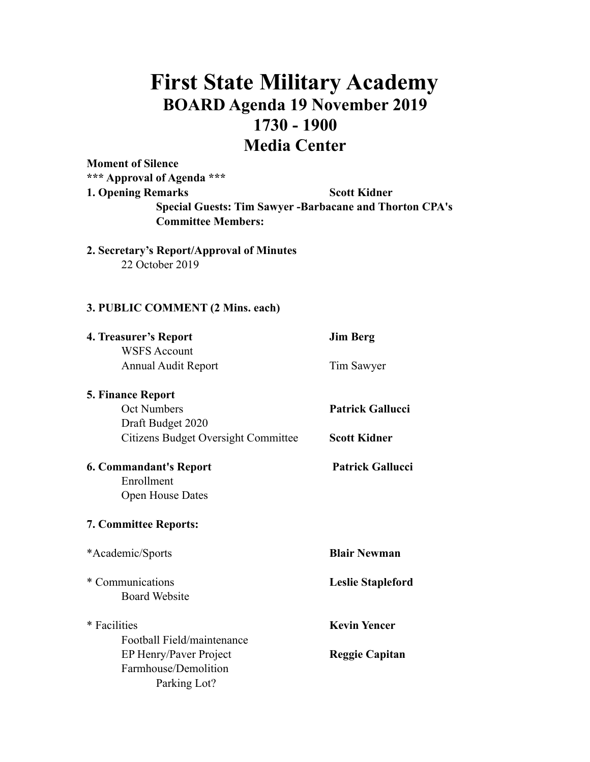# First State Military Academy

## BOARD Agenda 19 November 2019

## 1730 - 1900

## Media Center

**Moment of Silence**

**\*\*\* Approval of Agenda \*\*\***

**1. Opening Remarks** — **Scott Kidner**

**Special Guests: Tim Sawyer -Barbacane and Thorton CPA's**

**Committee Members:**

**2. Secretary's Report/Approval of Minutes**

22 October 2019

**3. PUBLIC COMMENT (2 Mins. each)**

**4. Treasurer's Report** — **Jim Berg**

WSFS Account

Annual Audit Report — Tim Sawyer

**5. Finance Report**

Oct Numbers — **Patrick Gallucci**

Draft Budget 2020

Citizens Budget Oversight Committee — **Scott Kidner**

**6. Commandant's Report** — **Patrick Gallucci**

Enrollment

Open House Dates

**7. Committee Reports:**

*Academic/Sports — **Blair Newman**

* Communications — **Leslie Stapleford**

Board Website

* Facilities — **Kevin Yencer**

Football Field/maintenance

EP Henry/Paver Project — **Reggie Capitan**

Farmhouse/Demolition

Parking Lot?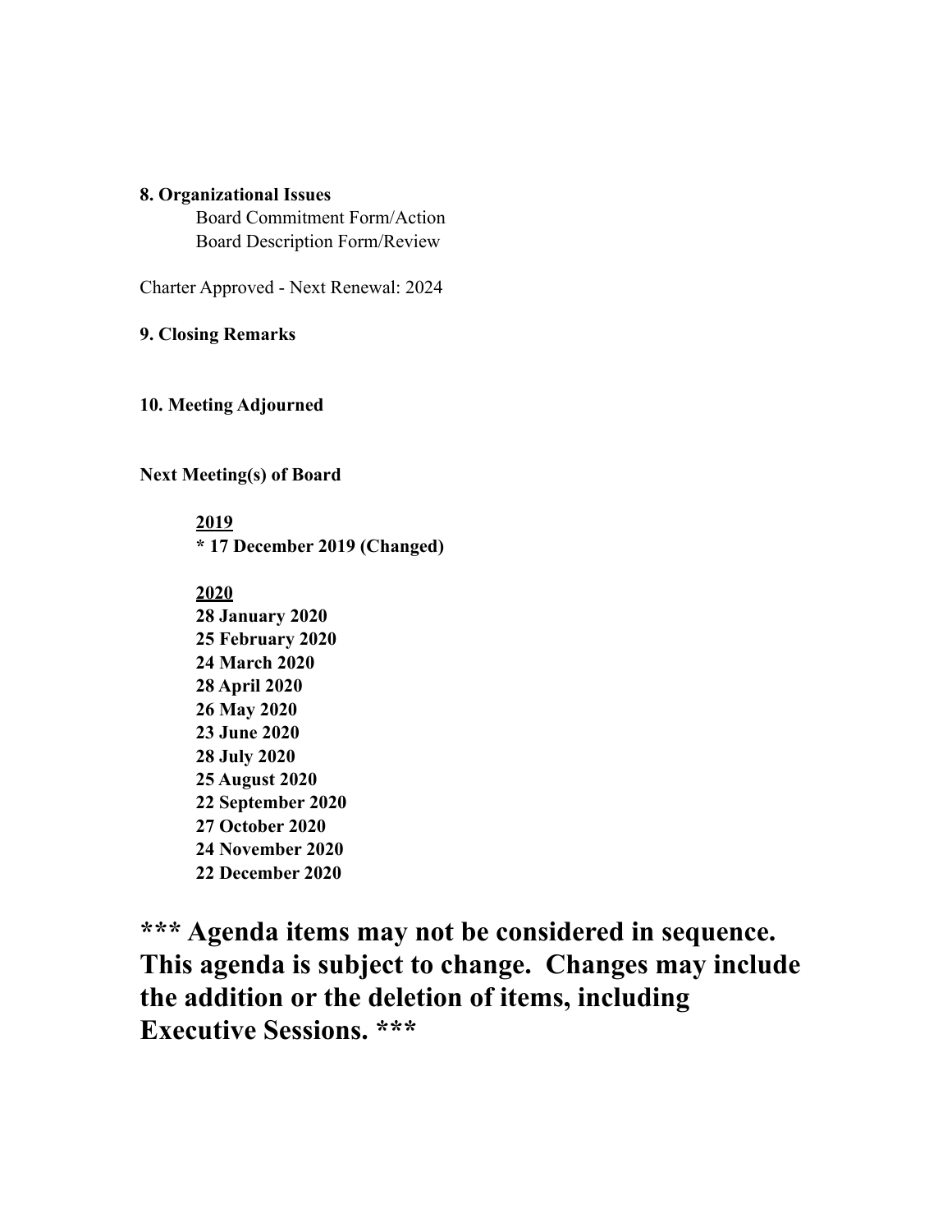**8. Organizational Issues**

Board Commitment Form/Action
Board Description Form/Review

Charter Approved - Next Renewal: 2024

**9. Closing Remarks**

**10. Meeting Adjourned**

**Next Meeting(s) of Board**

**<u>2019</u>**
**\* 17 December 2019 (Changed)**

**<u>2020</u>**
**28 January 2020**
**25 February 2020**
**24 March 2020**
**28 April 2020**
**26 May 2020**
**23 June 2020**
**28 July 2020**
**25 August 2020**
**22 September 2020**
**27 October 2020**
**24 November 2020**
**22 December 2020**

## \*\*\* Agenda items may not be considered in sequence. This agenda is subject to change. Changes may include the addition or the deletion of items, including Executive Sessions. \*\*\*